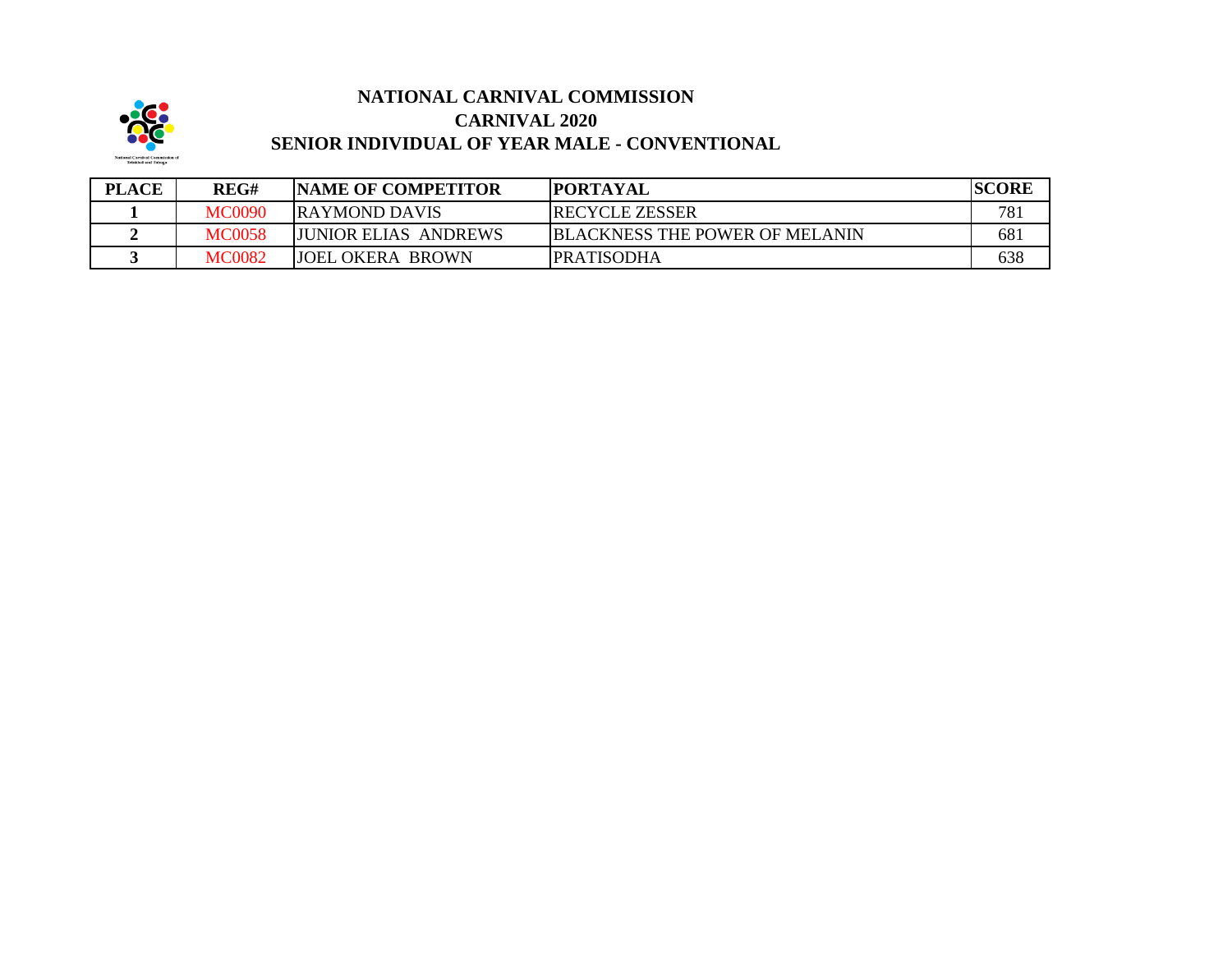# NATIONAL CARNIVAL COMMISSION

## CARNIVAL 2020

## SENIOR INDIVIDUAL OF YEAR MALE - CONVENTIONAL

| PLACE | REG# | NAME OF COMPETITOR | PORTAYAL | SCORE |
| --- | --- | --- | --- | --- |
| 1 | MC0090 | RAYMOND DAVIS | RECYCLE ZESSER | 781 |
| 2 | MC0058 | JUNIOR ELIAS ANDREWS | BLACKNESS THE POWER OF MELANIN | 681 |
| 3 | MC0082 | JOEL OKERA BROWN | PRATISODHA | 638 |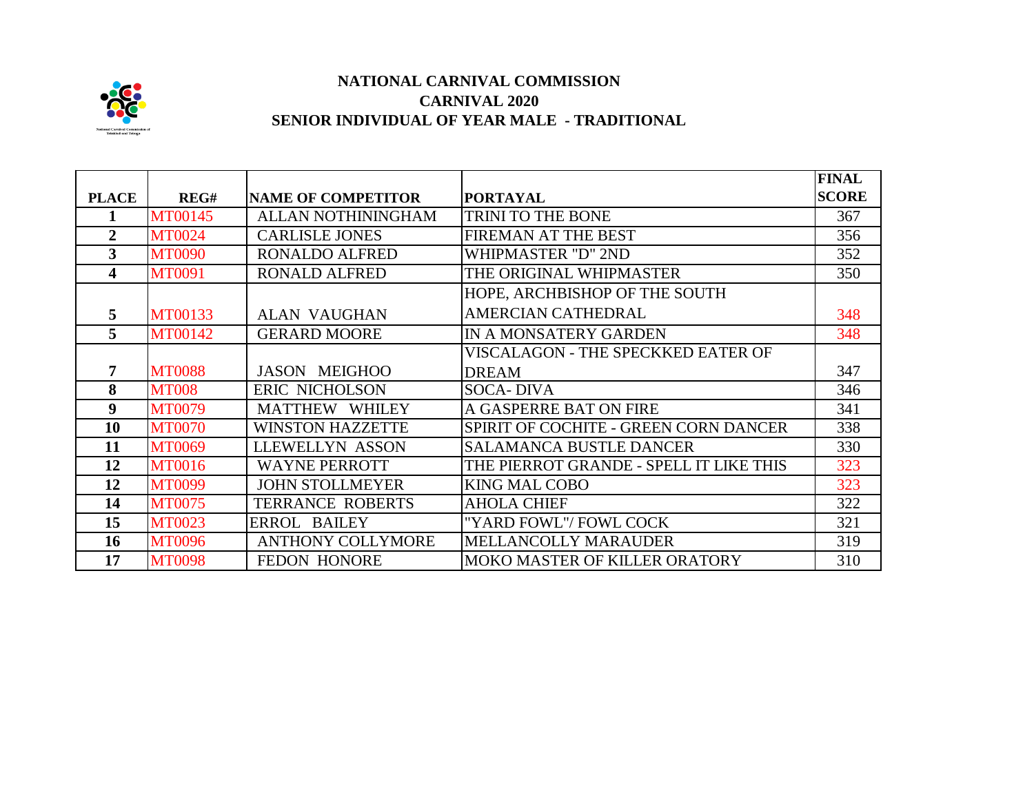**NATIONAL CARNIVAL COMMISSION**

**CARNIVAL 2020**

**SENIOR INDIVIDUAL OF YEAR MALE - TRADITIONAL**

| PLACE | REG# | NAME OF COMPETITOR | PORTAYAL | FINAL SCORE |
|---|---|---|---|---|
| 1 | MT00145 | ALLAN NOTHININGHAM | TRINI TO THE BONE | 367 |
| 2 | MT0024 | CARLISLE JONES | FIREMAN AT THE BEST | 356 |
| 3 | MT0090 | RONALDO ALFRED | WHIPMASTER "D" 2ND | 352 |
| 4 | MT0091 | RONALD ALFRED | THE ORIGINAL WHIPMASTER | 350 |
| 5 | MT00133 | ALAN VAUGHAN | HOPE, ARCHBISHOP OF THE SOUTH AMERCIAN CATHEDRAL | 348 |
| 5 | MT00142 | GERARD MOORE | IN A MONSATERY GARDEN | 348 |
| 7 | MT0088 | JASON MEIGHOO | VISCALAGON - THE SPECKKED EATER OF DREAM | 347 |
| 8 | MT008 | ERIC NICHOLSON | SOCA- DIVA | 346 |
| 9 | MT0079 | MATTHEW WHILEY | A GASPERRE BAT ON FIRE | 341 |
| 10 | MT0070 | WINSTON HAZZETTE | SPIRIT OF COCHITE - GREEN CORN DANCER | 338 |
| 11 | MT0069 | LLEWELLYN ASSON | SALAMANCA BUSTLE DANCER | 330 |
| 12 | MT0016 | WAYNE PERROTT | THE PIERROT GRANDE - SPELL IT LIKE THIS | 323 |
| 12 | MT0099 | JOHN STOLLMEYER | KING MAL COBO | 323 |
| 14 | MT0075 | TERRANCE ROBERTS | AHOLA CHIEF | 322 |
| 15 | MT0023 | ERROL BAILEY | "YARD FOWL"/ FOWL COCK | 321 |
| 16 | MT0096 | ANTHONY COLLYMORE | MELLANCOLLY MARAUDER | 319 |
| 17 | MT0098 | FEDON HONORE | MOKO MASTER OF KILLER ORATORY | 310 |